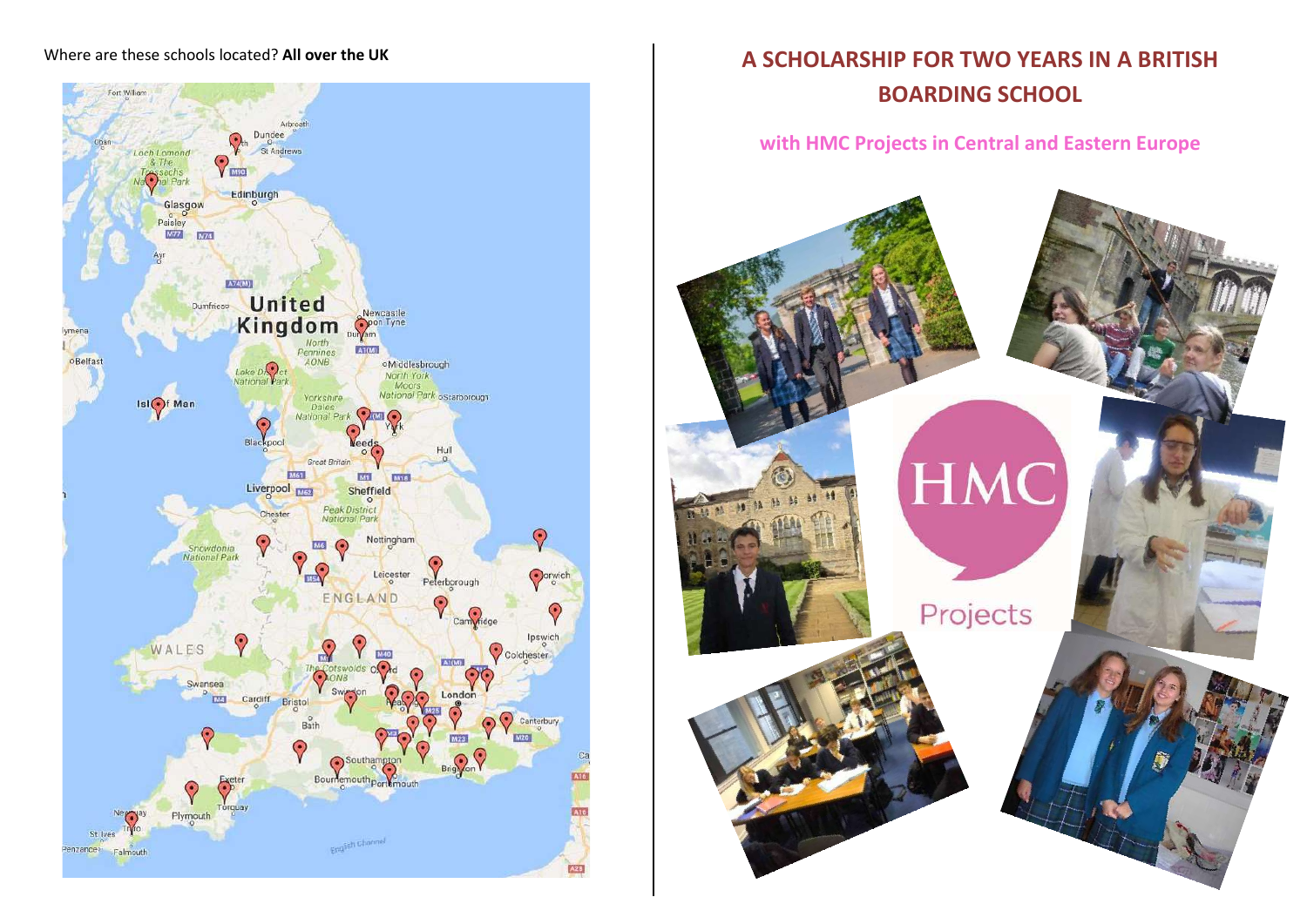Where are these schools located? **All over the UK**

# A SCHOLARSHIP FOR TWO YEARS IN A BRITISH BOARDING SCHOOL

## with HMC Projects in Central and Eastern Europe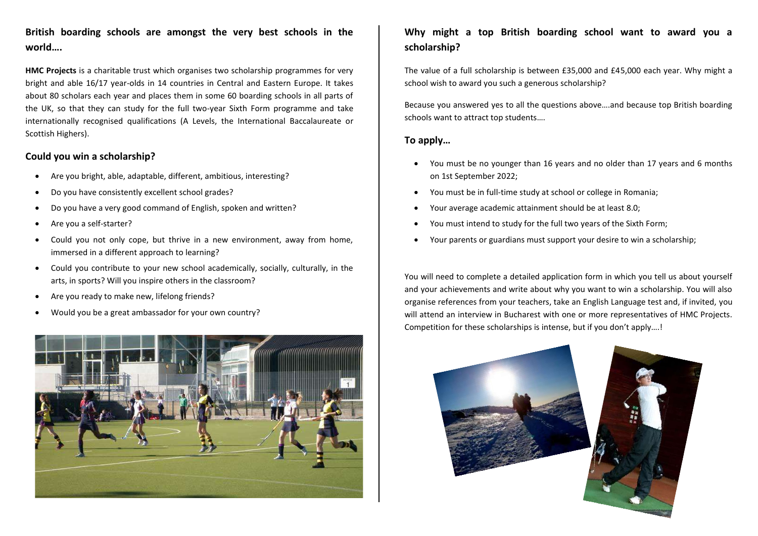## British boarding schools are amongst the very best schools in the world….

**HMC Projects** is a charitable trust which organises two scholarship programmes for very bright and able 16/17 year-olds in 14 countries in Central and Eastern Europe. It takes about 80 scholars each year and places them in some 60 boarding schools in all parts of the UK, so that they can study for the full two-year Sixth Form programme and take internationally recognised qualifications (A Levels, the International Baccalaureate or Scottish Highers).

### Could you win a scholarship?

- Are you bright, able, adaptable, different, ambitious, interesting?
- Do you have consistently excellent school grades?
- Do you have a very good command of English, spoken and written?
- Are you a self-starter?
- Could you not only cope, but thrive in a new environment, away from home, immersed in a different approach to learning?
- Could you contribute to your new school academically, socially, culturally, in the arts, in sports? Will you inspire others in the classroom?
- Are you ready to make new, lifelong friends?
- Would you be a great ambassador for your own country?

## Why might a top British boarding school want to award you a scholarship?

The value of a full scholarship is between £35,000 and £45,000 each year. Why might a school wish to award you such a generous scholarship?

Because you answered yes to all the questions above….and because top British boarding schools want to attract top students….

### To apply…

- You must be no younger than 16 years and no older than 17 years and 6 months on 1st September 2022;
- You must be in full-time study at school or college in Romania;
- Your average academic attainment should be at least 8.0;
- You must intend to study for the full two years of the Sixth Form;
- Your parents or guardians must support your desire to win a scholarship;

You will need to complete a detailed application form in which you tell us about yourself and your achievements and write about why you want to win a scholarship. You will also organise references from your teachers, take an English Language test and, if invited, you will attend an interview in Bucharest with one or more representatives of HMC Projects. Competition for these scholarships is intense, but if you don't apply….!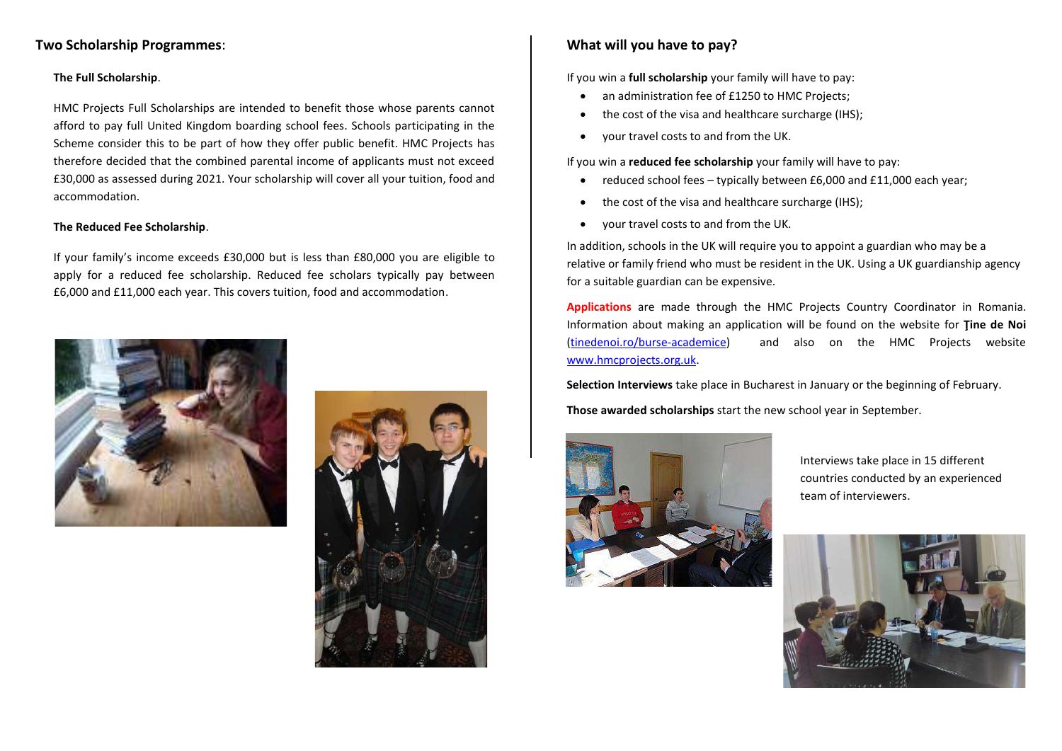## Two Scholarship Programmes:

**The Full Scholarship.**

HMC Projects Full Scholarships are intended to benefit those whose parents cannot afford to pay full United Kingdom boarding school fees. Schools participating in the Scheme consider this to be part of how they offer public benefit. HMC Projects has therefore decided that the combined parental income of applicants must not exceed £30,000 as assessed during 2021. Your scholarship will cover all your tuition, food and accommodation.

**The Reduced Fee Scholarship.**

If your family's income exceeds £30,000 but is less than £80,000 you are eligible to apply for a reduced fee scholarship. Reduced fee scholars typically pay between £6,000 and £11,000 each year. This covers tuition, food and accommodation.

## What will you have to pay?

If you win a **full scholarship** your family will have to pay:

- an administration fee of £1250 to HMC Projects;
- the cost of the visa and healthcare surcharge (IHS);
- your travel costs to and from the UK.

If you win a **reduced fee scholarship** your family will have to pay:

- reduced school fees – typically between £6,000 and £11,000 each year;
- the cost of the visa and healthcare surcharge (IHS);
- your travel costs to and from the UK.

In addition, schools in the UK will require you to appoint a guardian who may be a relative or family friend who must be resident in the UK. Using a UK guardianship agency for a suitable guardian can be expensive.

**Applications** are made through the HMC Projects Country Coordinator in Romania. Information about making an application will be found on the website for **Ţine de Noi** (tinedenoi.ro/burse-academice) and also on the HMC Projects website www.hmcprojects.org.uk.

**Selection Interviews** take place in Bucharest in January or the beginning of February.

**Those awarded scholarships** start the new school year in September.

Interviews take place in 15 different countries conducted by an experienced team of interviewers.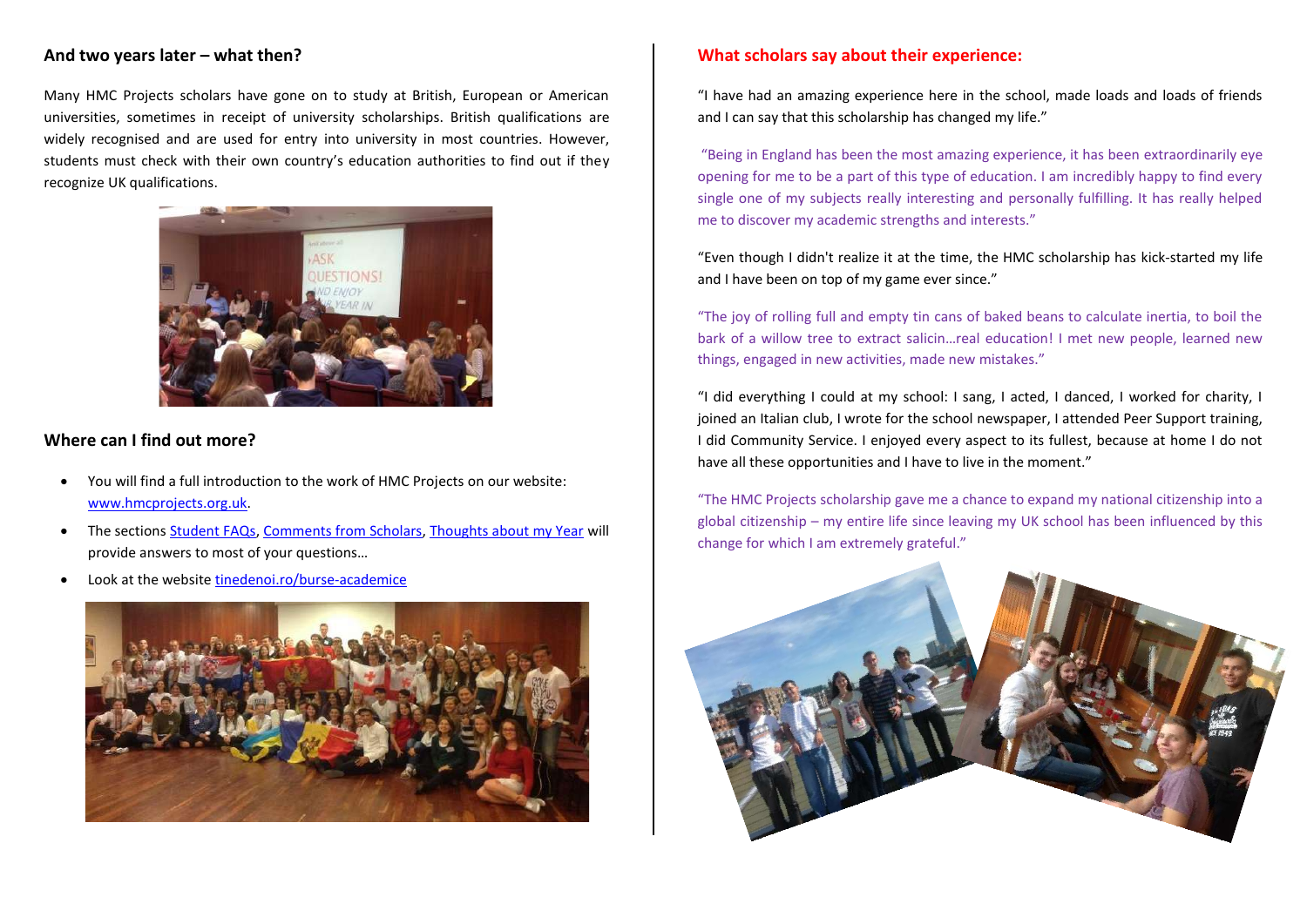## And two years later – what then?

Many HMC Projects scholars have gone on to study at British, European or American universities, sometimes in receipt of university scholarships. British qualifications are widely recognised and are used for entry into university in most countries. However, students must check with their own country's education authorities to find out if they recognize UK qualifications.

## Where can I find out more?

- You will find a full introduction to the work of HMC Projects on our website: www.hmcprojects.org.uk.
- The sections Student FAQs, Comments from Scholars, Thoughts about my Year will provide answers to most of your questions…
- Look at the website tinedenoi.ro/burse-academice

## What scholars say about their experience:

"I have had an amazing experience here in the school, made loads and loads of friends and I can say that this scholarship has changed my life."

"Being in England has been the most amazing experience, it has been extraordinarily eye opening for me to be a part of this type of education. I am incredibly happy to find every single one of my subjects really interesting and personally fulfilling. It has really helped me to discover my academic strengths and interests."

"Even though I didn't realize it at the time, the HMC scholarship has kick-started my life and I have been on top of my game ever since."

"The joy of rolling full and empty tin cans of baked beans to calculate inertia, to boil the bark of a willow tree to extract salicin…real education! I met new people, learned new things, engaged in new activities, made new mistakes."

"I did everything I could at my school: I sang, I acted, I danced, I worked for charity, I joined an Italian club, I wrote for the school newspaper, I attended Peer Support training, I did Community Service. I enjoyed every aspect to its fullest, because at home I do not have all these opportunities and I have to live in the moment."

"The HMC Projects scholarship gave me a chance to expand my national citizenship into a global citizenship – my entire life since leaving my UK school has been influenced by this change for which I am extremely grateful."